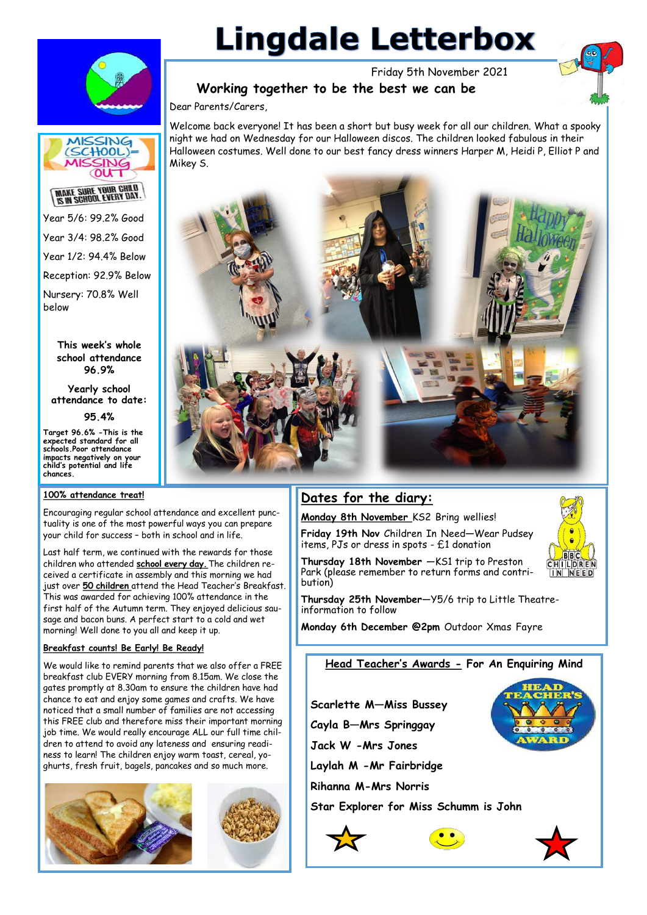# Lingdale Letterbox

Friday 5th November 2021

## Working together to be the best we can be

Dear Parents/Carers,

Welcome back everyone! It has been a short but busy week for all our children. What a spooky night we had on Wednesday for our Halloween discos. The children looked fabulous in their Halloween costumes. Well done to our best fancy dress winners Harper M, Heidi P, Elliot P and Mikey S.

MISSING (SCHOOL)= MISSING OUT

MAKE SURE YOUR CHILD IS IN SCHOOL EVERY DAY.

Year 5/6: 99.2% Good

Year 3/4: 98.2% Good

Year 1/2: 94.4% Below

Reception: 92.9% Below

Nursery: 70.8% Well below

**This week's whole school attendance 96.9%**

**Yearly school attendance to date:**

**95.4%**

**Target 96.6% -This is the expected standard for all schools. Poor attendance impacts negatively on your child's potential and life chances.**

### 100% attendance treat!

Encouraging regular school attendance and excellent punctuality is one of the most powerful ways you can prepare your child for success – both in school and in life.

Last half term, we continued with the rewards for those children who attended **school every day.** The children received a certificate in assembly and this morning we had just over **50 children** attend the Head Teacher's Breakfast. This was awarded for achieving 100% attendance in the first half of the Autumn term. They enjoyed delicious sausage and bacon buns. A perfect start to a cold and wet morning! Well done to you all and keep it up.

### Breakfast counts! Be Early! Be Ready!

We would like to remind parents that we also offer a FREE breakfast club EVERY morning from 8.15am. We close the gates promptly at 8.30am to ensure the children have had chance to eat and enjoy some games and crafts. We have noticed that a small number of families are not accessing this FREE club and therefore miss their important morning job time. We would really encourage ALL our full time children to attend to avoid any lateness and ensuring readiness to learn! The children enjoy warm toast, cereal, yoghurts, fresh fruit, bagels, pancakes and so much more.

## Dates for the diary:

**Monday 8th November** KS2 Bring wellies!

**Friday 19th Nov** Children In Need—Wear Pudsey items, PJs or dress in spots - £1 donation

**Thursday 18th November** —KS1 trip to Preston Park (please remember to return forms and contribution)

**Thursday 25th November**—Y5/6 trip to Little Theatre-information to follow

**Monday 6th December @2pm** Outdoor Xmas Fayre

## Head Teacher's Awards - For An Enquiring Mind

**Scarlette M—Miss Bussey**

**Cayla B—Mrs Springgay**

**Jack W -Mrs Jones**

**Laylah M -Mr Fairbridge**

**Rihanna M-Mrs Norris**

**Star Explorer for Miss Schumm is John**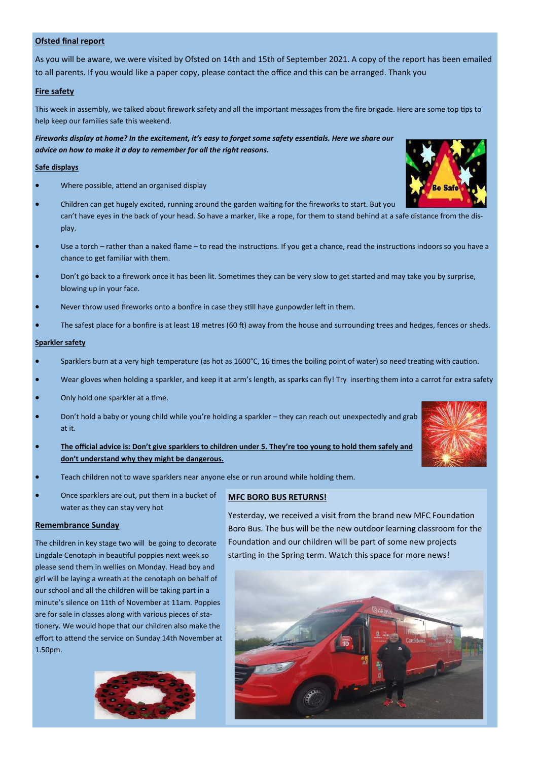**Ofsted final report**

As you will be aware, we were visited by Ofsted on 14th and 15th of September 2021. A copy of the report has been emailed to all parents. If you would like a paper copy, please contact the office and this can be arranged. Thank you

**Fire safety**

This week in assembly, we talked about firework safety and all the important messages from the fire brigade. Here are some top tips to help keep our families safe this weekend.

***Fireworks display at home? In the excitement, it's easy to forget some safety essentials. Here we share our advice on how to make it a day to remember for all the right reasons.***

**Safe displays**

- Where possible, attend an organised display
- Children can get hugely excited, running around the garden waiting for the fireworks to start. But you can't have eyes in the back of your head. So have a marker, like a rope, for them to stand behind at a safe distance from the display.
- Use a torch – rather than a naked flame – to read the instructions. If you get a chance, read the instructions indoors so you have a chance to get familiar with them.
- Don't go back to a firework once it has been lit. Sometimes they can be very slow to get started and may take you by surprise, blowing up in your face.
- Never throw used fireworks onto a bonfire in case they still have gunpowder left in them.
- The safest place for a bonfire is at least 18 metres (60 ft) away from the house and surrounding trees and hedges, fences or sheds.

**Sparkler safety**

- Sparklers burn at a very high temperature (as hot as 1600°C, 16 times the boiling point of water) so need treating with caution.
- Wear gloves when holding a sparkler, and keep it at arm's length, as sparks can fly! Try inserting them into a carrot for extra safety
- Only hold one sparkler at a time.
- Don't hold a baby or young child while you're holding a sparkler – they can reach out unexpectedly and grab at it.
- **The official advice is: Don't give sparklers to children under 5. They're too young to hold them safely and don't understand why they might be dangerous.**
- Teach children not to wave sparklers near anyone else or run around while holding them.
- Once sparklers are out, put them in a bucket of water as they can stay very hot

**Remembrance Sunday**

The children in key stage two will be going to decorate Lingdale Cenotaph in beautiful poppies next week so please send them in wellies on Monday. Head boy and girl will be laying a wreath at the cenotaph on behalf of our school and all the children will be taking part in a minute's silence on 11th of November at 11am. Poppies are for sale in classes along with various pieces of stationery. We would hope that our children also make the effort to attend the service on Sunday 14th November at 1.50pm.

**MFC BORO BUS RETURNS!**

Yesterday, we received a visit from the brand new MFC Foundation Boro Bus. The bus will be the new outdoor learning classroom for the Foundation and our children will be part of some new projects starting in the Spring term. Watch this space for more news!